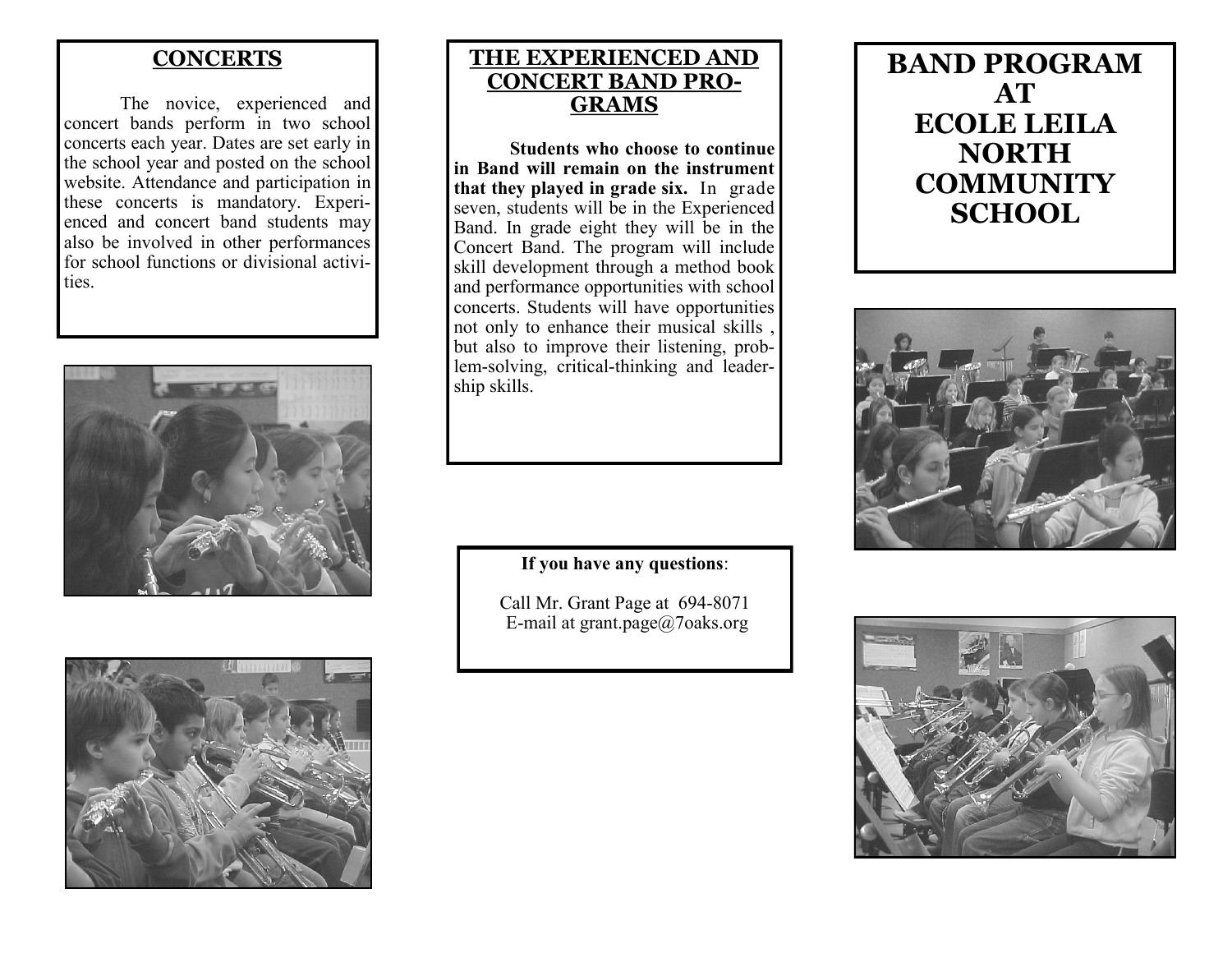## CONCERTS

The novice, experienced and concert bands perform in two school concerts each year. Dates are set early in the school year and posted on the school website. Attendance and participation in these concerts is mandatory. Experienced and concert band students may also be involved in other performances for school functions or divisional activities.

## THE EXPERIENCED AND CONCERT BAND PROGRAMS

**Students who choose to continue in Band will remain on the instrument that they played in grade six.** In grade seven, students will be in the Experienced Band. In grade eight they will be in the Concert Band. The program will include skill development through a method book and performance opportunities with school concerts. Students will have opportunities not only to enhance their musical skills , but also to improve their listening, problem-solving, critical-thinking and leadership skills.

**If you have any questions**:

Call Mr. Grant Page at 694-8071
E-mail at grant.page@7oaks.org

# BAND PROGRAM AT ECOLE LEILA NORTH COMMUNITY SCHOOL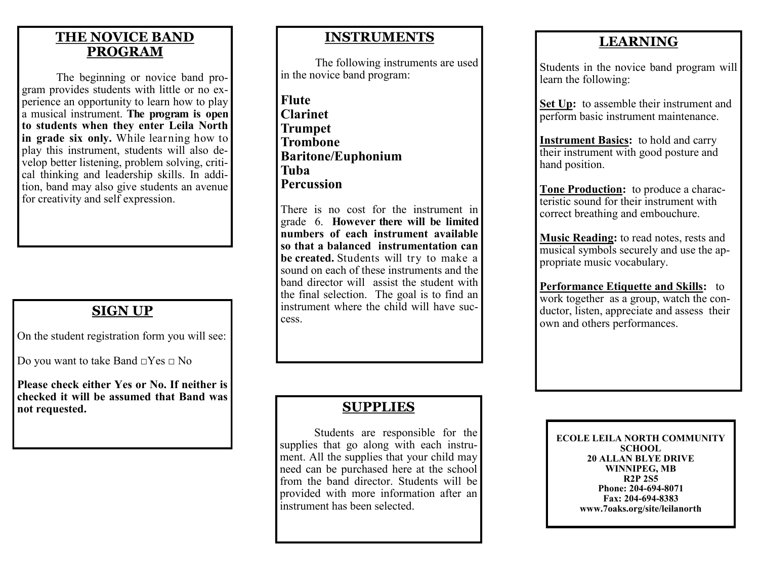## THE NOVICE BAND PROGRAM

The beginning or novice band program provides students with little or no experience an opportunity to learn how to play a musical instrument. **The program is open to students when they enter Leila North in grade six only.** While learning how to play this instrument, students will also develop better listening, problem solving, critical thinking and leadership skills. In addition, band may also give students an avenue for creativity and self expression.

## SIGN UP

On the student registration form you will see:

Do you want to take Band □Yes □ No

**Please check either Yes or No. If neither is checked it will be assumed that Band was not requested.**

## INSTRUMENTS

The following instruments are used in the novice band program:

**Flute**
**Clarinet**
**Trumpet**
**Trombone**
**Baritone/Euphonium**
**Tuba**
**Percussion**

There is no cost for the instrument in grade 6. **However there will be limited numbers of each instrument available so that a balanced instrumentation can be created.** Students will try to make a sound on each of these instruments and the band director will assist the student with the final selection. The goal is to find an instrument where the child will have success.

## SUPPLIES

Students are responsible for the supplies that go along with each instrument. All the supplies that your child may need can be purchased here at the school from the band director. Students will be provided with more information after an instrument has been selected.

## LEARNING

Students in the novice band program will learn the following:

**Set Up:** to assemble their instrument and perform basic instrument maintenance.

**Instrument Basics:** to hold and carry their instrument with good posture and hand position.

**Tone Production:** to produce a characteristic sound for their instrument with correct breathing and embouchure.

**Music Reading:** to read notes, rests and musical symbols securely and use the appropriate music vocabulary.

**Performance Etiquette and Skills:** to work together as a group, watch the conductor, listen, appreciate and assess their own and others performances.

**ECOLE LEILA NORTH COMMUNITY SCHOOL**
**20 ALLAN BLYE DRIVE**
**WINNIPEG, MB**
**R2P 2S5**
**Phone: 204-694-8071**
**Fax: 204-694-8383**
**www.7oaks.org/site/leilanorth**